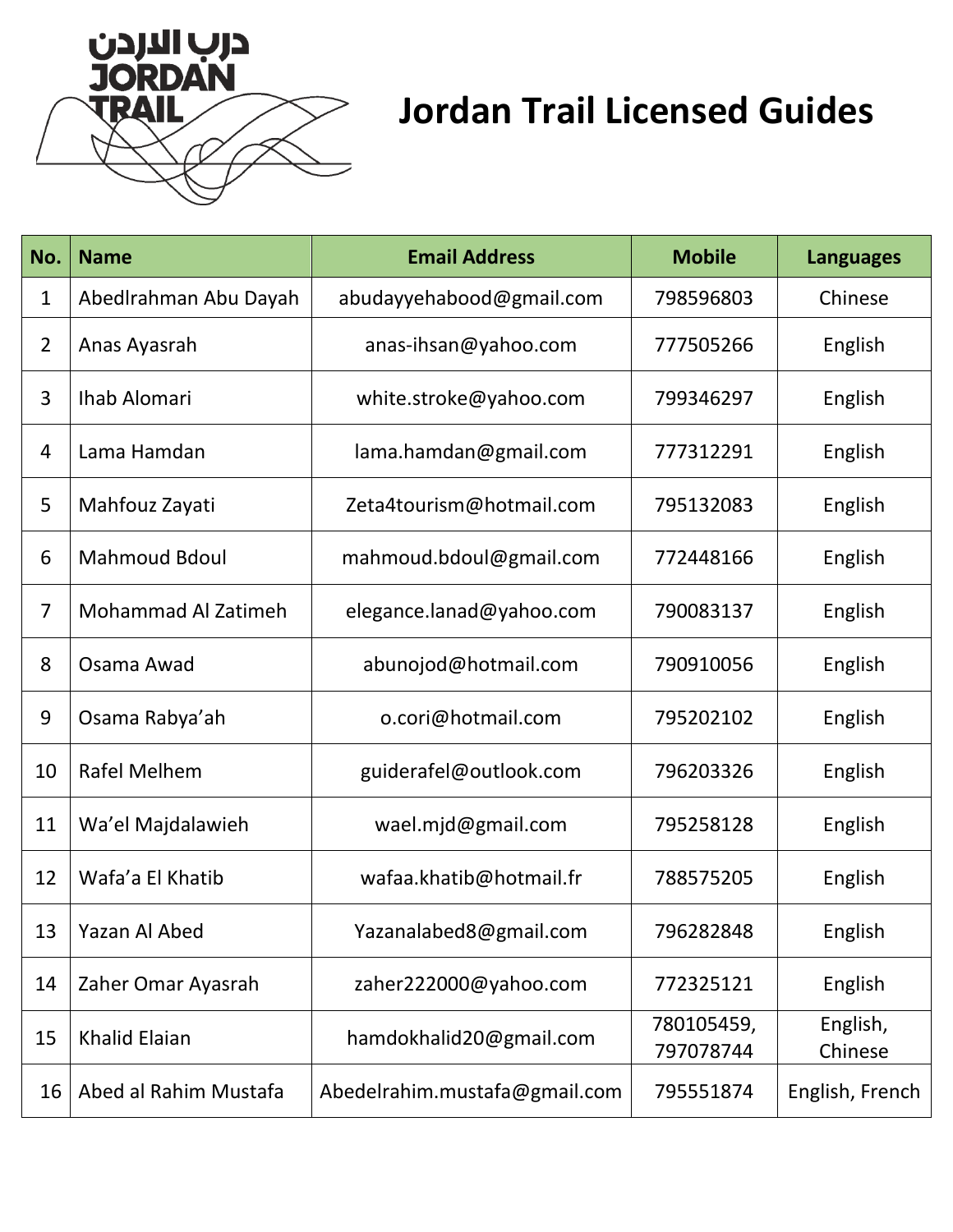درب الأردن
JORDAN
TRAIL

# Jordan Trail Licensed Guides

| No. | Name | Email Address | Mobile | Languages |
|---|---|---|---|---|
| 1 | Abedlrahman Abu Dayah | abudayyehabood@gmail.com | 798596803 | Chinese |
| 2 | Anas Ayasrah | anas-ihsan@yahoo.com | 777505266 | English |
| 3 | Ihab Alomari | white.stroke@yahoo.com | 799346297 | English |
| 4 | Lama Hamdan | lama.hamdan@gmail.com | 777312291 | English |
| 5 | Mahfouz Zayati | Zeta4tourism@hotmail.com | 795132083 | English |
| 6 | Mahmoud Bdoul | mahmoud.bdoul@gmail.com | 772448166 | English |
| 7 | Mohammad Al Zatimeh | elegance.lanad@yahoo.com | 790083137 | English |
| 8 | Osama Awad | abunojod@hotmail.com | 790910056 | English |
| 9 | Osama Rabya'ah | o.cori@hotmail.com | 795202102 | English |
| 10 | Rafel Melhem | guiderafel@outlook.com | 796203326 | English |
| 11 | Wa'el Majdalawieh | wael.mjd@gmail.com | 795258128 | English |
| 12 | Wafa'a El Khatib | wafaa.khatib@hotmail.fr | 788575205 | English |
| 13 | Yazan Al Abed | Yazanalabed8@gmail.com | 796282848 | English |
| 14 | Zaher Omar Ayasrah | zaher222000@yahoo.com | 772325121 | English |
| 15 | Khalid Elaian | hamdokhalid20@gmail.com | 780105459, 797078744 | English, Chinese |
| 16 | Abed al Rahim Mustafa | Abedelrahim.mustafa@gmail.com | 795551874 | English, French |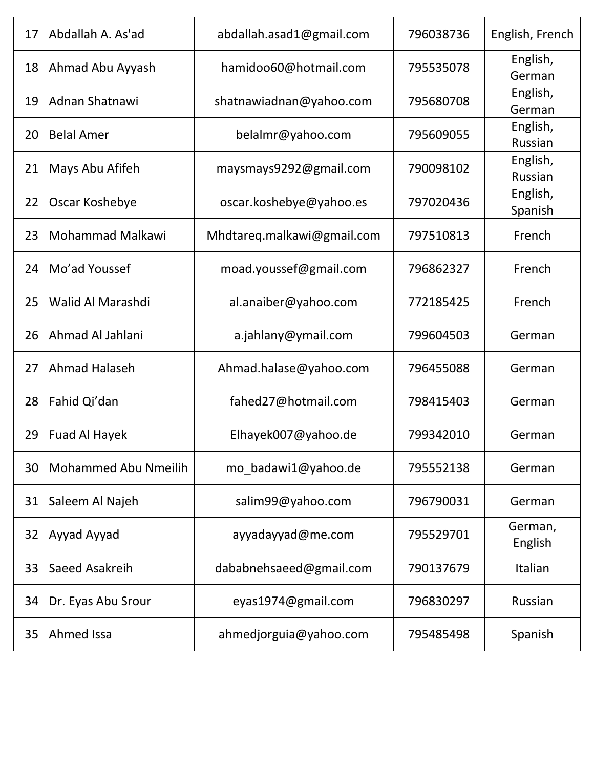| | | | | |
|---|---|---|---|---|
| 17 | Abdallah A. As'ad | abdallah.asad1@gmail.com | 796038736 | English, French |
| 18 | Ahmad Abu Ayyash | hamidoo60@hotmail.com | 795535078 | English, German |
| 19 | Adnan Shatnawi | shatnawiadnan@yahoo.com | 795680708 | English, German |
| 20 | Belal Amer | belalmr@yahoo.com | 795609055 | English, Russian |
| 21 | Mays Abu Afifeh | maysmays9292@gmail.com | 790098102 | English, Russian |
| 22 | Oscar Koshebye | oscar.koshebye@yahoo.es | 797020436 | English, Spanish |
| 23 | Mohammad Malkawi | Mhdtareq.malkawi@gmail.com | 797510813 | French |
| 24 | Mo’ad Youssef | moad.youssef@gmail.com | 796862327 | French |
| 25 | Walid Al Marashdi | al.anaiber@yahoo.com | 772185425 | French |
| 26 | Ahmad Al Jahlani | a.jahlany@ymail.com | 799604503 | German |
| 27 | Ahmad Halaseh | Ahmad.halase@yahoo.com | 796455088 | German |
| 28 | Fahid Qi’dan | fahed27@hotmail.com | 798415403 | German |
| 29 | Fuad Al Hayek | Elhayek007@yahoo.de | 799342010 | German |
| 30 | Mohammed Abu Nmeilih | mo_badawi1@yahoo.de | 795552138 | German |
| 31 | Saleem Al Najeh | salim99@yahoo.com | 796790031 | German |
| 32 | Ayyad Ayyad | ayyadayyad@me.com | 795529701 | German, English |
| 33 | Saeed Asakreih | dababnehsaeed@gmail.com | 790137679 | Italian |
| 34 | Dr. Eyas Abu Srour | eyas1974@gmail.com | 796830297 | Russian |
| 35 | Ahmed Issa | ahmedjorguia@yahoo.com | 795485498 | Spanish |